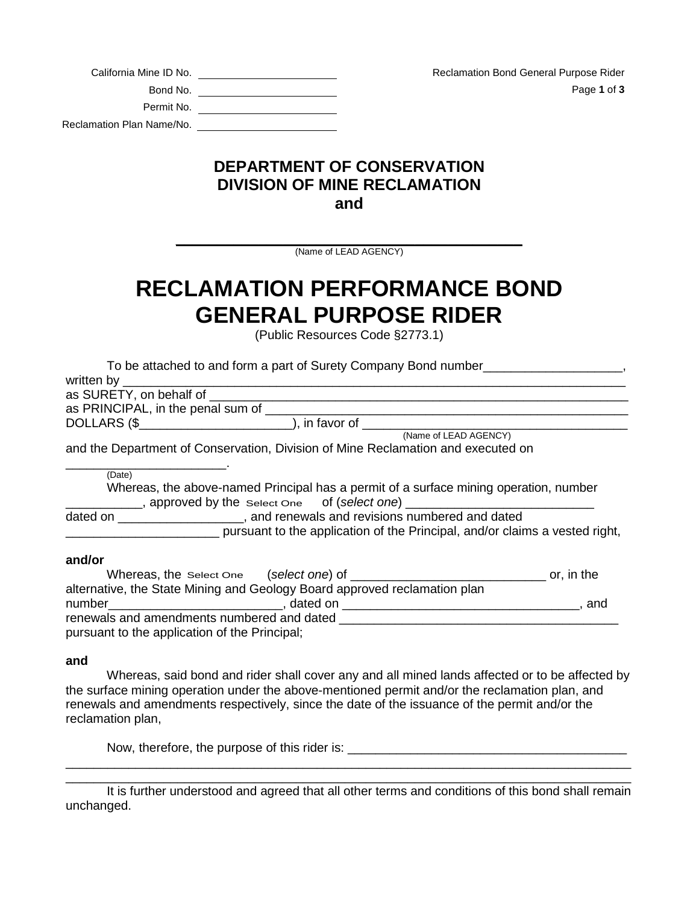California Mine ID No. ________________________

Bond No. ________________________

Permit No. ________________________

Reclamation Plan Name/No. ________________________

Reclamation Bond General Purpose Rider

## DEPARTMENT OF CONSERVATION
## DIVISION OF MINE RECLAMATION
## and

________________________________________

(Name of LEAD AGENCY)

# RECLAMATION PERFORMANCE BOND GENERAL PURPOSE RIDER

(Public Resources Code §2773.1)

To be attached to and form a part of Surety Company Bond number___________________, written by ___________________________________________________________________________ as SURETY, on behalf of ___________________________________________________________ as PRINCIPAL, in the penal sum of ___________________________________________________ DOLLARS ($_____________________), in favor of ____________________________________
(Name of LEAD AGENCY)
and the Department of Conservation, Division of Mine Reclamation and executed on ______________________.
(Date)

Whereas, the above-named Principal has a permit of a surface mining operation, number __________, approved by the Select One of (*select one*) __________________________ dated on _________________, and renewals and revisions numbered and dated _____________________ pursuant to the application of the Principal, and/or claims a vested right,

**and/or**

Whereas, the Select One (*select one*) of ___________________________ or, in the alternative, the State Mining and Geology Board approved reclamation plan number________________________, dated on _________________________________, and renewals and amendments numbered and dated ________________________________________ pursuant to the application of the Principal;

**and**

Whereas, said bond and rider shall cover any and all mined lands affected or to be affected by the surface mining operation under the above-mentioned permit and/or the reclamation plan, and renewals and amendments respectively, since the date of the issuance of the permit and/or the reclamation plan,

Now, therefore, the purpose of this rider is: _________________________________________
______________________________________________________________________________
______________________________________________________________________________

It is further understood and agreed that all other terms and conditions of this bond shall remain unchanged.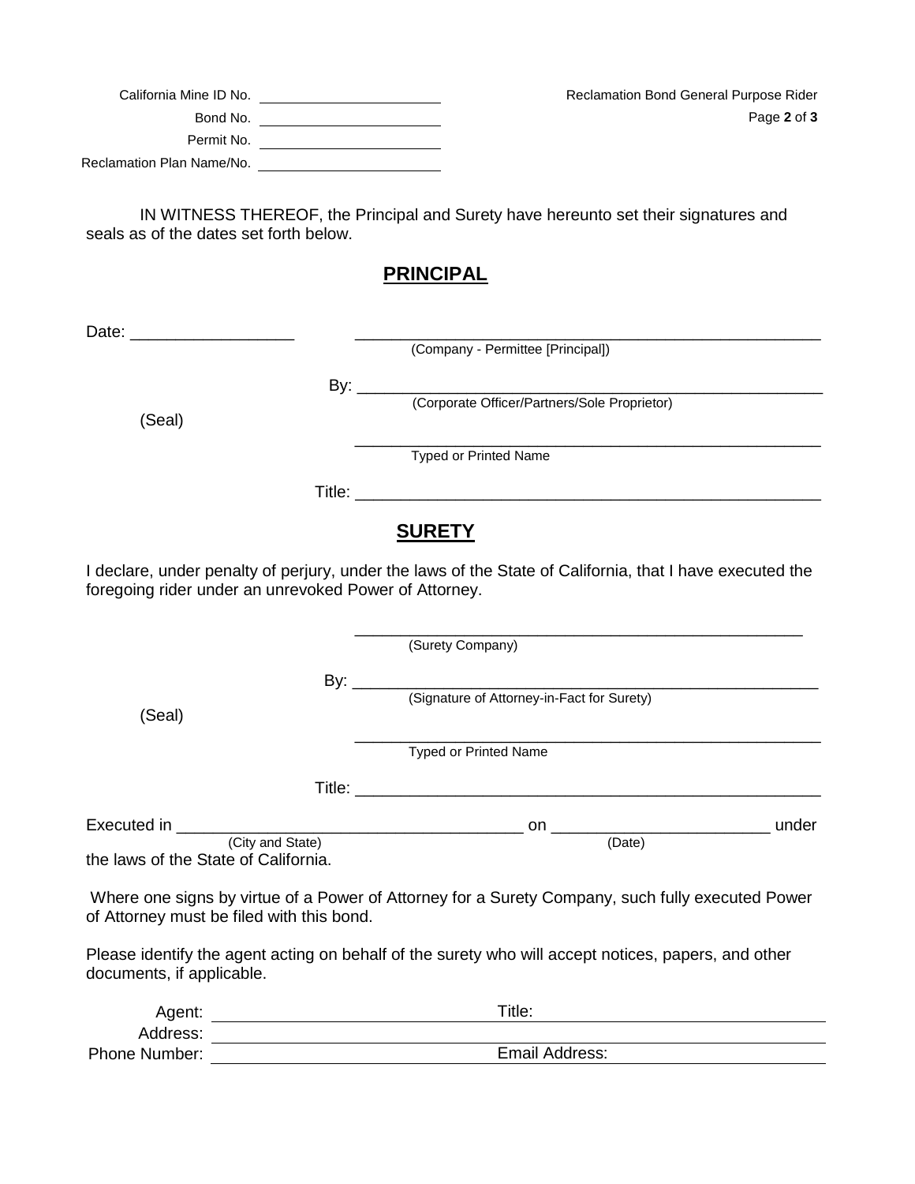California Mine ID No. ______________________

Bond No. ______________________

Permit No. ______________________

Reclamation Plan Name/No. ______________________

Reclamation Bond General Purpose Rider

IN WITNESS THEREOF, the Principal and Surety have hereunto set their signatures and seals as of the dates set forth below.

## PRINCIPAL

Date: __________________ ________________________________________________
(Company - Permittee [Principal])

By: ________________________________________________
(Corporate Officer/Partners/Sole Proprietor)

(Seal)

________________________________________________
Typed or Printed Name

Title: ________________________________________________

## SURETY

I declare, under penalty of perjury, under the laws of the State of California, that I have executed the foregoing rider under an unrevoked Power of Attorney.

________________________________________________
(Surety Company)

By: ________________________________________________
(Signature of Attorney-in-Fact for Surety)

(Seal)

________________________________________________
Typed or Printed Name

Title: ________________________________________________

Executed in ______________________________________ on _______________________ under the laws of the State of California.
(City and State) (Date)

Where one signs by virtue of a Power of Attorney for a Surety Company, such fully executed Power of Attorney must be filed with this bond.

Please identify the agent acting on behalf of the surety who will accept notices, papers, and other documents, if applicable.

Agent: ______________________ Title: ______________________

Address: ____________________________________________

Phone Number: ______________________ Email Address: ______________________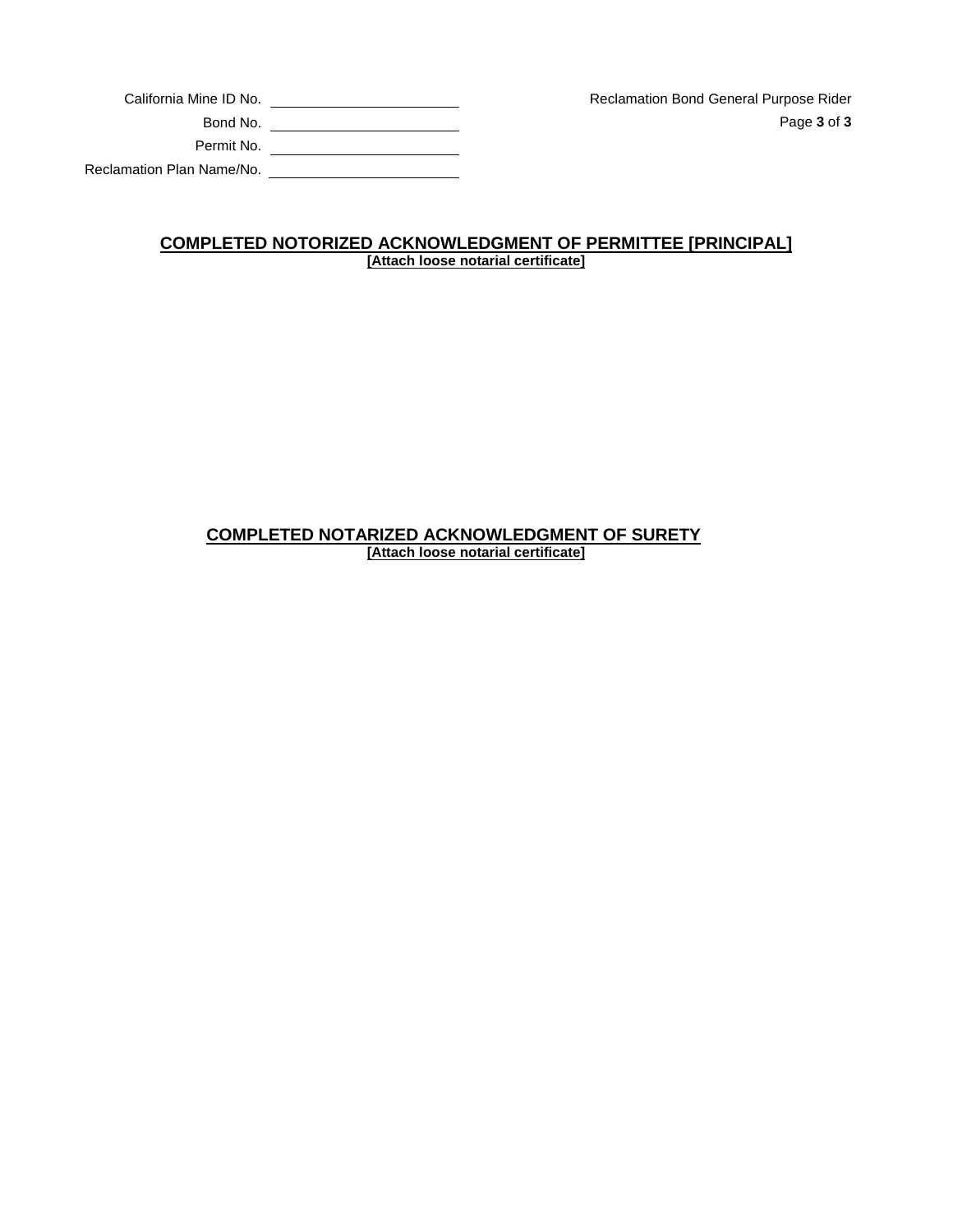California Mine ID No. \_\_\_\_\_\_\_\_\_\_\_\_\_\_\_\_

Bond No. \_\_\_\_\_\_\_\_\_\_\_\_\_\_\_\_

Permit No. \_\_\_\_\_\_\_\_\_\_\_\_\_\_\_\_

Reclamation Plan Name/No. \_\_\_\_\_\_\_\_\_\_\_\_\_\_\_\_

## COMPLETED NOTORIZED ACKNOWLEDGMENT OF PERMITTEE [PRINCIPAL]

**[Attach loose notarial certificate]**

## COMPLETED NOTARIZED ACKNOWLEDGMENT OF SURETY

**[Attach loose notarial certificate]**